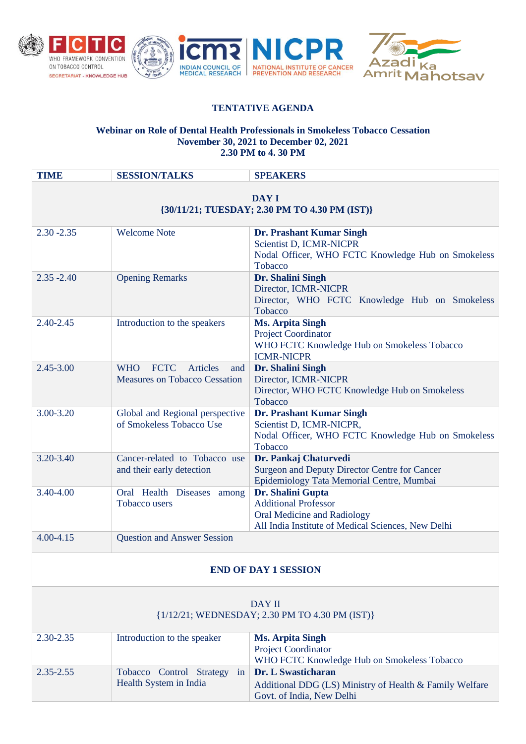**TENTATIVE AGENDA**

**Webinar on Role of Dental Health Professionals in Smokeless Tobacco Cessation**
**November 30, 2021 to December 02, 2021**
**2.30 PM to 4. 30 PM**

| TIME | SESSION/TALKS | SPEAKERS |
|---|---|---|
| **DAY I {30/11/21; TUESDAY; 2.30 PM TO 4.30 PM (IST)}** | | |
| 2.30 -2.35 | Welcome Note | **Dr. Prashant Kumar Singh** Scientist D, ICMR-NICPR Nodal Officer, WHO FCTC Knowledge Hub on Smokeless Tobacco |
| 2.35 -2.40 | Opening Remarks | **Dr. Shalini Singh** Director, ICMR-NICPR Director, WHO FCTC Knowledge Hub on Smokeless Tobacco |
| 2.40-2.45 | Introduction to the speakers | **Ms. Arpita Singh** Project Coordinator WHO FCTC Knowledge Hub on Smokeless Tobacco ICMR-NICPR |
| 2.45-3.00 | WHO FCTC Articles and Measures on Tobacco Cessation | **Dr. Shalini Singh** Director, ICMR-NICPR Director, WHO FCTC Knowledge Hub on Smokeless Tobacco |
| 3.00-3.20 | Global and Regional perspective of Smokeless Tobacco Use | **Dr. Prashant Kumar Singh** Scientist D, ICMR-NICPR, Nodal Officer, WHO FCTC Knowledge Hub on Smokeless Tobacco |
| 3.20-3.40 | Cancer-related to Tobacco use and their early detection | **Dr. Pankaj Chaturvedi** Surgeon and Deputy Director Centre for Cancer Epidemiology Tata Memorial Centre, Mumbai |
| 3.40-4.00 | Oral Health Diseases among Tobacco users | **Dr. Shalini Gupta** Additional Professor Oral Medicine and Radiology All India Institute of Medical Sciences, New Delhi |
| 4.00-4.15 | Question and Answer Session | |
| **END OF DAY 1 SESSION** | | |
| DAY II {1/12/21; WEDNESDAY; 2.30 PM TO 4.30 PM (IST)} | | |
| 2.30-2.35 | Introduction to the speaker | **Ms. Arpita Singh** Project Coordinator WHO FCTC Knowledge Hub on Smokeless Tobacco |
| 2.35-2.55 | Tobacco Control Strategy in Health System in India | **Dr. L Swasticharan** Additional DDG (LS) Ministry of Health & Family Welfare Govt. of India, New Delhi |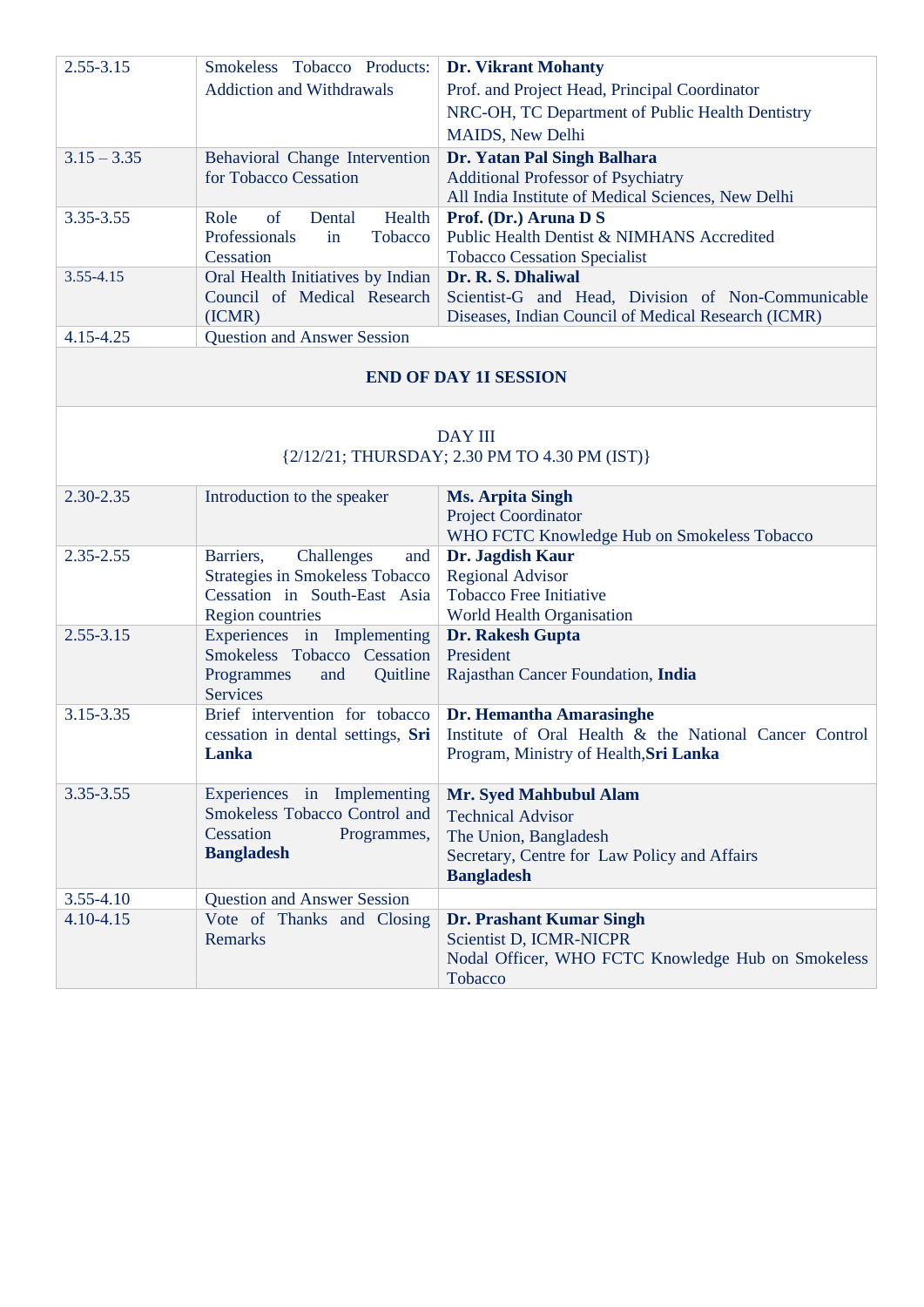| | | |
|---|---|---|
| 2.55-3.15 | Smokeless Tobacco Products: Addiction and Withdrawals | **Dr. Vikrant Mohanty**<br>Prof. and Project Head, Principal Coordinator<br>NRC-OH, TC Department of Public Health Dentistry<br>MAIDS, New Delhi |
| 3.15 – 3.35 | Behavioral Change Intervention for Tobacco Cessation | **Dr. Yatan Pal Singh Balhara**<br>Additional Professor of Psychiatry<br>All India Institute of Medical Sciences, New Delhi |
| 3.35-3.55 | Role of Dental Health Professionals in Tobacco Cessation | **Prof. (Dr.) Aruna D S**<br>Public Health Dentist & NIMHANS Accredited Tobacco Cessation Specialist |
| 3.55-4.15 | Oral Health Initiatives by Indian Council of Medical Research (ICMR) | **Dr. R. S. Dhaliwal**<br>Scientist-G and Head, Division of Non-Communicable Diseases, Indian Council of Medical Research (ICMR) |
| 4.15-4.25 | Question and Answer Session | |
| | **END OF DAY 1I SESSION** | |
| | DAY III<br>{2/12/21; THURSDAY; 2.30 PM TO 4.30 PM (IST)} | |
| 2.30-2.35 | Introduction to the speaker | **Ms. Arpita Singh**<br>Project Coordinator<br>WHO FCTC Knowledge Hub on Smokeless Tobacco |
| 2.35-2.55 | Barriers, Challenges and Strategies in Smokeless Tobacco Cessation in South-East Asia Region countries | **Dr. Jagdish Kaur**<br>Regional Advisor<br>Tobacco Free Initiative<br>World Health Organisation |
| 2.55-3.15 | Experiences in Implementing Smokeless Tobacco Cessation Programmes and Quitline Services | **Dr. Rakesh Gupta**<br>President<br>Rajasthan Cancer Foundation, **India** |
| 3.15-3.35 | Brief intervention for tobacco cessation in dental settings, **Sri Lanka** | **Dr. Hemantha Amarasinghe**<br>Institute of Oral Health & the National Cancer Control Program, Ministry of Health,**Sri Lanka** |
| 3.35-3.55 | Experiences in Implementing Smokeless Tobacco Control and Cessation Programmes, **Bangladesh** | **Mr. Syed Mahbubul Alam**<br>Technical Advisor<br>The Union, Bangladesh<br>Secretary, Centre for Law Policy and Affairs<br>**Bangladesh** |
| 3.55-4.10 | Question and Answer Session | |
| 4.10-4.15 | Vote of Thanks and Closing Remarks | **Dr. Prashant Kumar Singh**<br>Scientist D, ICMR-NICPR<br>Nodal Officer, WHO FCTC Knowledge Hub on Smokeless Tobacco |